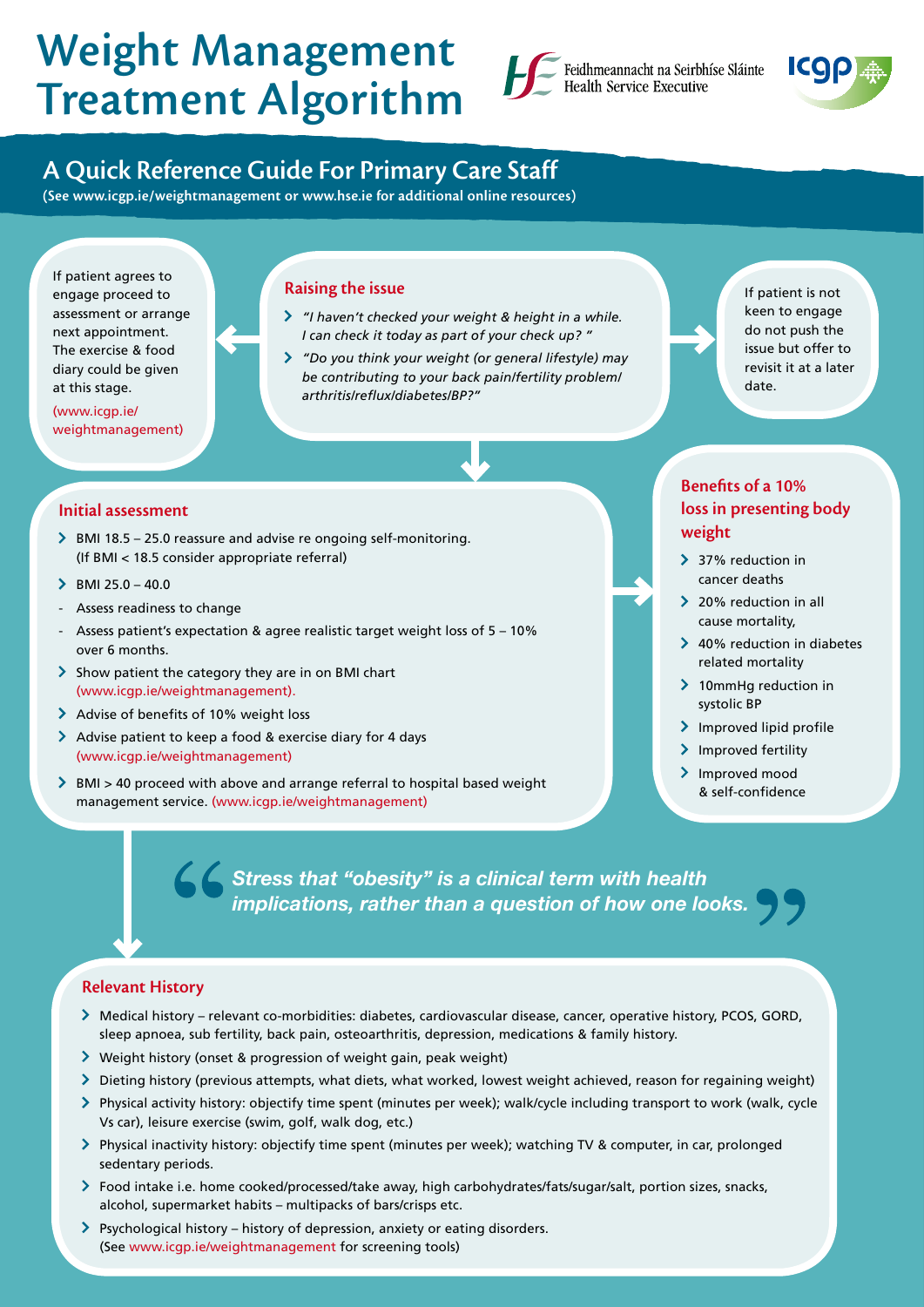# Weight Management Treatment Algorithm

Feidhmeannacht na Seirbhíse Sláinte
Health Service Executive

ICGP

## A Quick Reference Guide For Primary Care Staff

**(See www.icgp.ie/weightmanagement or www.hse.ie for additional online resources)**

### Raising the issue

- *"I haven't checked your weight & height in a while. I can check it today as part of your check up? "*
- *"Do you think your weight (or general lifestyle) may be contributing to your back pain/fertility problem/ arthritis/reflux/diabetes/BP?"*

If patient agrees to engage proceed to assessment or arrange next appointment. The exercise & food diary could be given at this stage. (www.icgp.ie/ weightmanagement)

If patient is not keen to engage do not push the issue but offer to revisit it at a later date.

### Initial assessment

- BMI 18.5 – 25.0 reassure and advise re ongoing self-monitoring. (If BMI < 18.5 consider appropriate referral)
- BMI 25.0 – 40.0
  - Assess readiness to change
  - Assess patient's expectation & agree realistic target weight loss of 5 – 10% over 6 months.
- Show patient the category they are in on BMI chart (www.icgp.ie/weightmanagement).
- Advise of benefits of 10% weight loss
- Advise patient to keep a food & exercise diary for 4 days (www.icgp.ie/weightmanagement)
- BMI > 40 proceed with above and arrange referral to hospital based weight management service. (www.icgp.ie/weightmanagement)

### Benefits of a 10% loss in presenting body weight

- 37% reduction in cancer deaths
- 20% reduction in all cause mortality,
- 40% reduction in diabetes related mortality
- 10mmHg reduction in systolic BP
- Improved lipid profile
- Improved fertility
- Improved mood & self-confidence

> ***"Stress that "obesity" is a clinical term with health implications, rather than a question of how one looks."***

### Relevant History

- Medical history – relevant co-morbidities: diabetes, cardiovascular disease, cancer, operative history, PCOS, GORD, sleep apnoea, sub fertility, back pain, osteoarthritis, depression, medications & family history.
- Weight history (onset & progression of weight gain, peak weight)
- Dieting history (previous attempts, what diets, what worked, lowest weight achieved, reason for regaining weight)
- Physical activity history: objectify time spent (minutes per week); walk/cycle including transport to work (walk, cycle Vs car), leisure exercise (swim, golf, walk dog, etc.)
- Physical inactivity history: objectify time spent (minutes per week); watching TV & computer, in car, prolonged sedentary periods.
- Food intake i.e. home cooked/processed/take away, high carbohydrates/fats/sugar/salt, portion sizes, snacks, alcohol, supermarket habits – multipacks of bars/crisps etc.
- Psychological history – history of depression, anxiety or eating disorders. (See www.icgp.ie/weightmanagement for screening tools)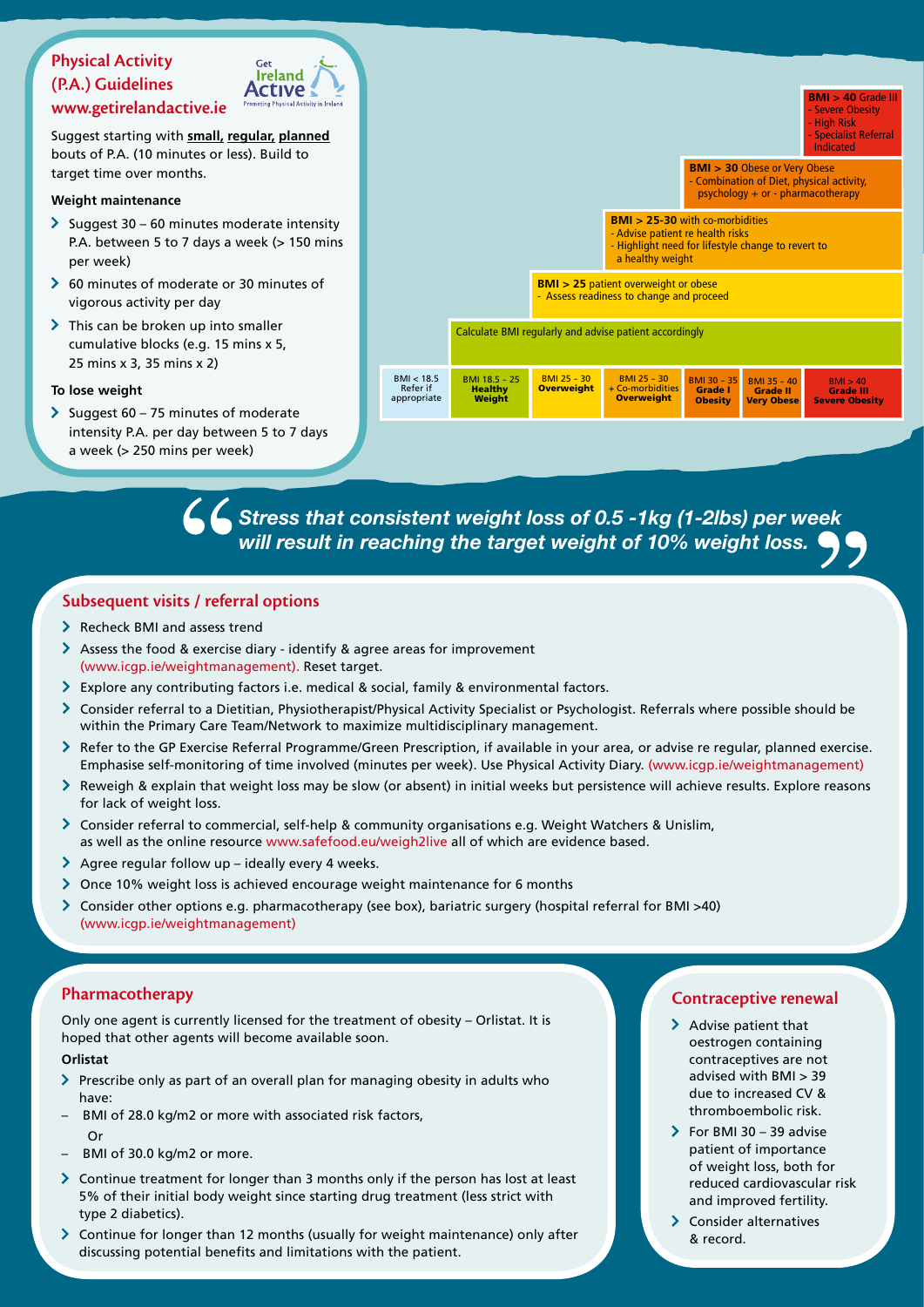## Physical Activity (P.A.) Guidelines www.getirelandactive.ie

Get Ireland Active – Promoting Physical Activity in Ireland

Suggest starting with **small, regular, planned** bouts of P.A. (10 minutes or less). Build to target time over months.

**Weight maintenance**

- Suggest 30 – 60 minutes moderate intensity P.A. between 5 to 7 days a week (> 150 mins per week)
- 60 minutes of moderate or 30 minutes of vigorous activity per day
- This can be broken up into smaller cumulative blocks (e.g. 15 mins x 5, 25 mins x 3, 35 mins x 2)

**To lose weight**

- Suggest 60 – 75 minutes of moderate intensity P.A. per day between 5 to 7 days a week (> 250 mins per week)

**BMI > 40** Grade III
- Severe Obesity
- High Risk
- Specialist Referral Indicated

**BMI > 30** Obese or Very Obese
- Combination of Diet, physical activity, psychology + or - pharmacotherapy

**BMI > 25-30** with co-morbidities
- Advise patient re health risks
- Highlight need for lifestyle change to revert to a healthy weight

**BMI > 25** patient overweight or obese
- Assess readiness to change and proceed

Calculate BMI regularly and advise patient accordingly

| | | | | | | |
|---|---|---|---|---|---|---|
| BMI < 18.5 Refer if appropriate | BMI 18.5 – 25 **Healthy Weight** | BMI 25 – 30 **Overweight** | BMI 25 – 30 + Co-morbidities **Overweight** | BMI 30 – 35 **Grade I Obesity** | BMI 35 – 40 **Grade II Very Obese** | BMI > 40 **Grade III Severe Obesity** |

*"Stress that consistent weight loss of 0.5 -1kg (1-2lbs) per week will result in reaching the target weight of 10% weight loss."*

## Subsequent visits / referral options

- Recheck BMI and assess trend
- Assess the food & exercise diary - identify & agree areas for improvement (www.icgp.ie/weightmanagement). Reset target.
- Explore any contributing factors i.e. medical & social, family & environmental factors.
- Consider referral to a Dietitian, Physiotherapist/Physical Activity Specialist or Psychologist. Referrals where possible should be within the Primary Care Team/Network to maximize multidisciplinary management.
- Refer to the GP Exercise Referral Programme/Green Prescription, if available in your area, or advise re regular, planned exercise. Emphasise self-monitoring of time involved (minutes per week). Use Physical Activity Diary. (www.icgp.ie/weightmanagement)
- Reweigh & explain that weight loss may be slow (or absent) in initial weeks but persistence will achieve results. Explore reasons for lack of weight loss.
- Consider referral to commercial, self-help & community organisations e.g. Weight Watchers & Unislim, as well as the online resource www.safefood.eu/weigh2live all of which are evidence based.
- Agree regular follow up – ideally every 4 weeks.
- Once 10% weight loss is achieved encourage weight maintenance for 6 months
- Consider other options e.g. pharmacotherapy (see box), bariatric surgery (hospital referral for BMI >40) (www.icgp.ie/weightmanagement)

## Pharmacotherapy

Only one agent is currently licensed for the treatment of obesity – Orlistat. It is hoped that other agents will become available soon.

**Orlistat**

- Prescribe only as part of an overall plan for managing obesity in adults who have:
  - BMI of 28.0 kg/m2 or more with associated risk factors,
    Or
  - BMI of 30.0 kg/m2 or more.
- Continue treatment for longer than 3 months only if the person has lost at least 5% of their initial body weight since starting drug treatment (less strict with type 2 diabetics).
- Continue for longer than 12 months (usually for weight maintenance) only after discussing potential benefits and limitations with the patient.

## Contraceptive renewal

- Advise patient that oestrogen containing contraceptives are not advised with BMI > 39 due to increased CV & thromboembolic risk.
- For BMI 30 – 39 advise patient of importance of weight loss, both for reduced cardiovascular risk and improved fertility.
- Consider alternatives & record.